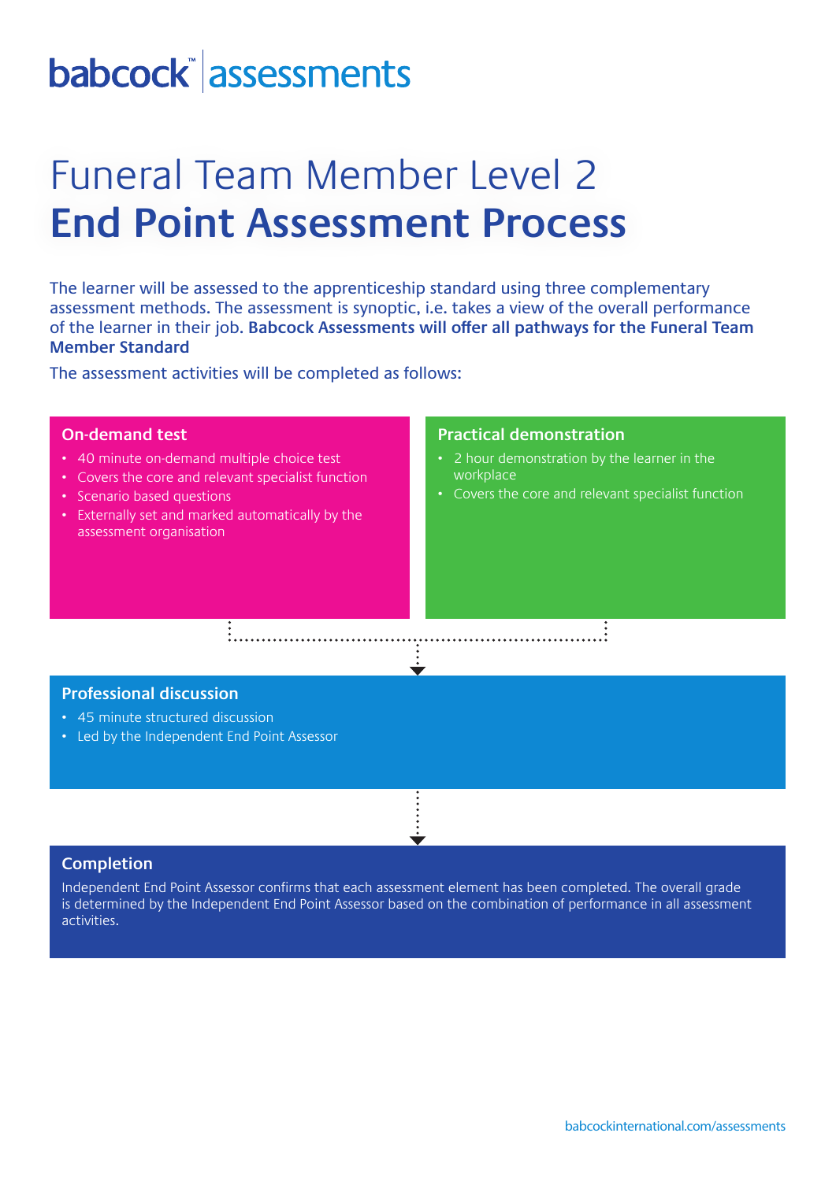babcock™ assessments

# Funeral Team Member Level 2
# **End Point Assessment Process**

The learner will be assessed to the apprenticeship standard using three complementary assessment methods. The assessment is synoptic, i.e. takes a view of the overall performance of the learner in their job. **Babcock Assessments will offer all pathways for the Funeral Team Member Standard**

The assessment activities will be completed as follows:

## On-demand test

- 40 minute on-demand multiple choice test
- Covers the core and relevant specialist function
- Scenario based questions
- Externally set and marked automatically by the assessment organisation

## Practical demonstration

- 2 hour demonstration by the learner in the workplace
- Covers the core and relevant specialist function

## Professional discussion

- 45 minute structured discussion
- Led by the Independent End Point Assessor

## Completion

Independent End Point Assessor confirms that each assessment element has been completed. The overall grade is determined by the Independent End Point Assessor based on the combination of performance in all assessment activities.

babcockinternational.com/assessments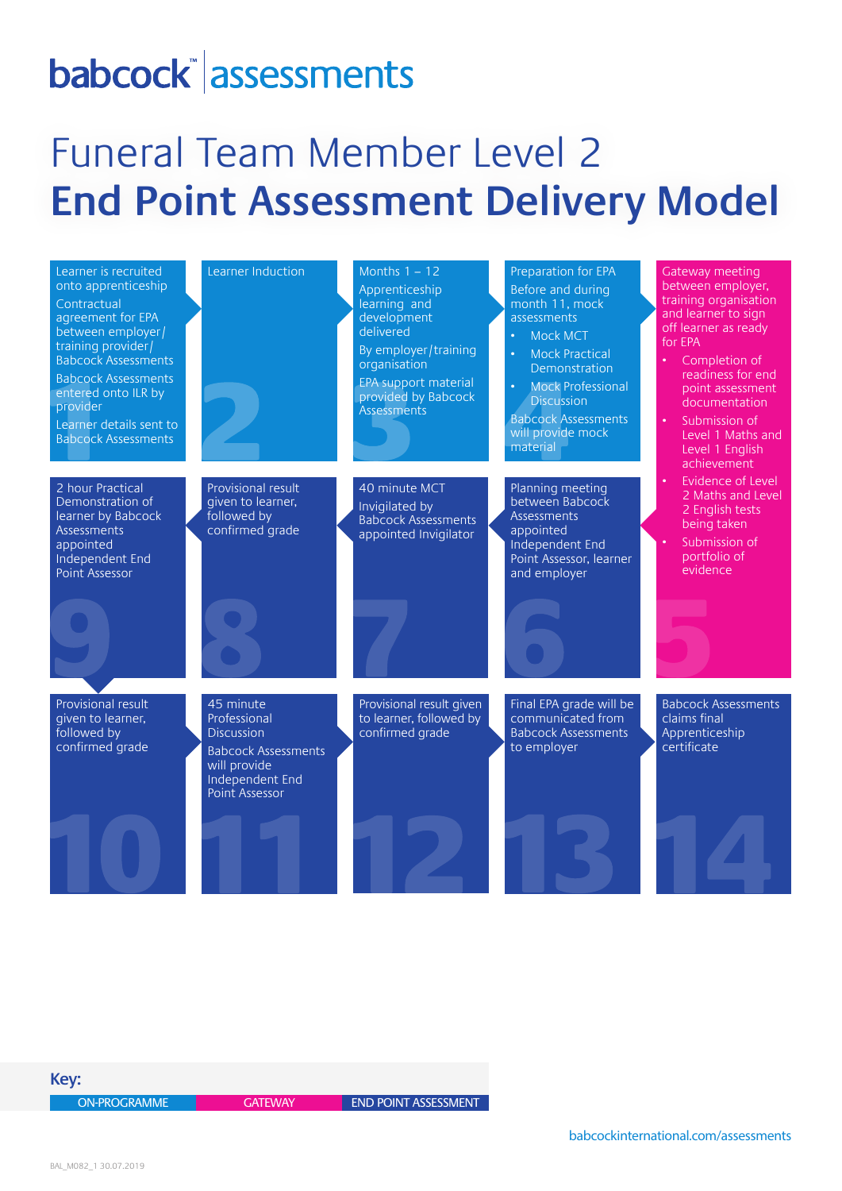babcock™ assessments

# Funeral Team Member Level 2
# End Point Assessment Delivery Model

**1**
Learner is recruited onto apprenticeship

Contractual agreement for EPA between employer/training provider/Babcock Assessments

Babcock Assessments entered onto ILR by provider

Learner details sent to Babcock Assessments

**2**
Learner Induction

**3**
Months 1 – 12

Apprenticeship learning and development delivered

By employer/training organisation

EPA support material provided by Babcock Assessments

**4**
Preparation for EPA

Before and during month 11, mock assessments

- Mock MCT
- Mock Practical Demonstration
- Mock Professional Discussion

Babcock Assessments will provide mock material

**5**
Gateway meeting between employer, training organisation and learner to sign off learner as ready for EPA

- Completion of readiness for end point assessment documentation
- Submission of Level 1 Maths and Level 1 English achievement
- Evidence of Level 2 Maths and Level 2 English tests being taken
- Submission of portfolio of evidence

**6**
Planning meeting between Babcock Assessments appointed Independent End Point Assessor, learner and employer

**7**
40 minute MCT

Invigilated by Babcock Assessments appointed Invigilator

**8**
Provisional result given to learner, followed by confirmed grade

**9**
2 hour Practical Demonstration of learner by Babcock Assessments appointed Independent End Point Assessor

**10**
Provisional result given to learner, followed by confirmed grade

**11**
45 minute Professional Discussion

Babcock Assessments will provide Independent End Point Assessor

**12**
Provisional result given to learner, followed by confirmed grade

**13**
Final EPA grade will be communicated from Babcock Assessments to employer

**14**
Babcock Assessments claims final Apprenticeship certificate

**Key:**

ON-PROGRAMME | GATEWAY | END POINT ASSESSMENT

babcockinternational.com/assessments

BAL_M082_1 30.07.2019